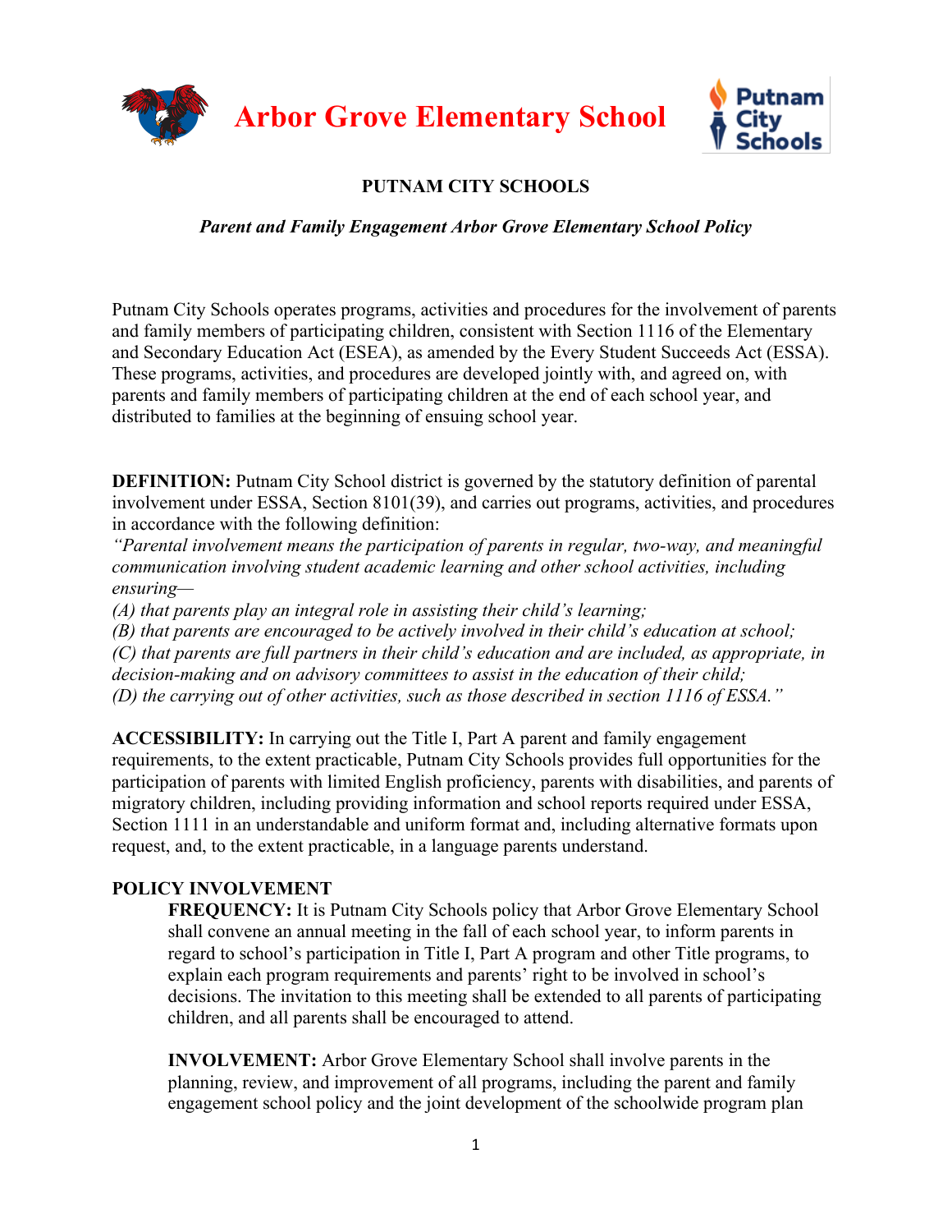# Arbor Grove Elementary School

Putnam City Schools

## PUTNAM CITY SCHOOLS

***Parent and Family Engagement Arbor Grove Elementary School Policy***

Putnam City Schools operates programs, activities and procedures for the involvement of parents and family members of participating children, consistent with Section 1116 of the Elementary and Secondary Education Act (ESEA), as amended by the Every Student Succeeds Act (ESSA). These programs, activities, and procedures are developed jointly with, and agreed on, with parents and family members of participating children at the end of each school year, and distributed to families at the beginning of ensuing school year.

**DEFINITION:** Putnam City School district is governed by the statutory definition of parental involvement under ESSA, Section 8101(39), and carries out programs, activities, and procedures in accordance with the following definition:

*"Parental involvement means the participation of parents in regular, two-way, and meaningful communication involving student academic learning and other school activities, including ensuring—*

*(A) that parents play an integral role in assisting their child's learning;*

*(B) that parents are encouraged to be actively involved in their child's education at school;*

*(C) that parents are full partners in their child's education and are included, as appropriate, in decision-making and on advisory committees to assist in the education of their child;*

*(D) the carrying out of other activities, such as those described in section 1116 of ESSA."*

**ACCESSIBILITY:** In carrying out the Title I, Part A parent and family engagement requirements, to the extent practicable, Putnam City Schools provides full opportunities for the participation of parents with limited English proficiency, parents with disabilities, and parents of migratory children, including providing information and school reports required under ESSA, Section 1111 in an understandable and uniform format and, including alternative formats upon request, and, to the extent practicable, in a language parents understand.

**POLICY INVOLVEMENT**

**FREQUENCY:** It is Putnam City Schools policy that Arbor Grove Elementary School shall convene an annual meeting in the fall of each school year, to inform parents in regard to school's participation in Title I, Part A program and other Title programs, to explain each program requirements and parents' right to be involved in school's decisions. The invitation to this meeting shall be extended to all parents of participating children, and all parents shall be encouraged to attend.

**INVOLVEMENT:** Arbor Grove Elementary School shall involve parents in the planning, review, and improvement of all programs, including the parent and family engagement school policy and the joint development of the schoolwide program plan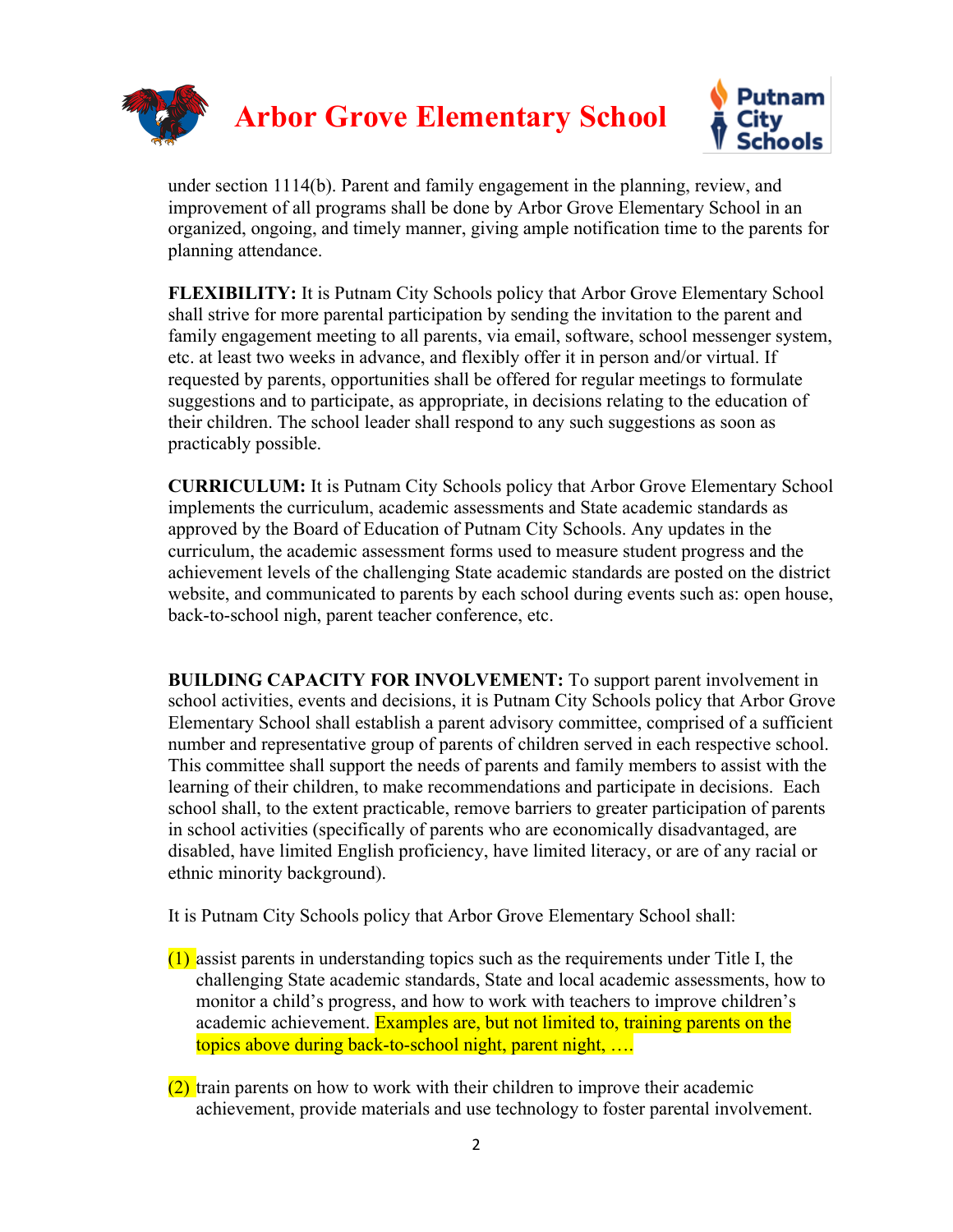under section 1114(b). Parent and family engagement in the planning, review, and improvement of all programs shall be done by Arbor Grove Elementary School in an organized, ongoing, and timely manner, giving ample notification time to the parents for planning attendance.

**FLEXIBILITY:** It is Putnam City Schools policy that Arbor Grove Elementary School shall strive for more parental participation by sending the invitation to the parent and family engagement meeting to all parents, via email, software, school messenger system, etc. at least two weeks in advance, and flexibly offer it in person and/or virtual. If requested by parents, opportunities shall be offered for regular meetings to formulate suggestions and to participate, as appropriate, in decisions relating to the education of their children. The school leader shall respond to any such suggestions as soon as practicably possible.

**CURRICULUM:** It is Putnam City Schools policy that Arbor Grove Elementary School implements the curriculum, academic assessments and State academic standards as approved by the Board of Education of Putnam City Schools. Any updates in the curriculum, the academic assessment forms used to measure student progress and the achievement levels of the challenging State academic standards are posted on the district website, and communicated to parents by each school during events such as: open house, back-to-school nigh, parent teacher conference, etc.

**BUILDING CAPACITY FOR INVOLVEMENT:** To support parent involvement in school activities, events and decisions, it is Putnam City Schools policy that Arbor Grove Elementary School shall establish a parent advisory committee, comprised of a sufficient number and representative group of parents of children served in each respective school. This committee shall support the needs of parents and family members to assist with the learning of their children, to make recommendations and participate in decisions. Each school shall, to the extent practicable, remove barriers to greater participation of parents in school activities (specifically of parents who are economically disadvantaged, are disabled, have limited English proficiency, have limited literacy, or are of any racial or ethnic minority background).

It is Putnam City Schools policy that Arbor Grove Elementary School shall:

(1) assist parents in understanding topics such as the requirements under Title I, the challenging State academic standards, State and local academic assessments, how to monitor a child's progress, and how to work with teachers to improve children's academic achievement. Examples are, but not limited to, training parents on the topics above during back-to-school night, parent night, ….

(2) train parents on how to work with their children to improve their academic achievement, provide materials and use technology to foster parental involvement.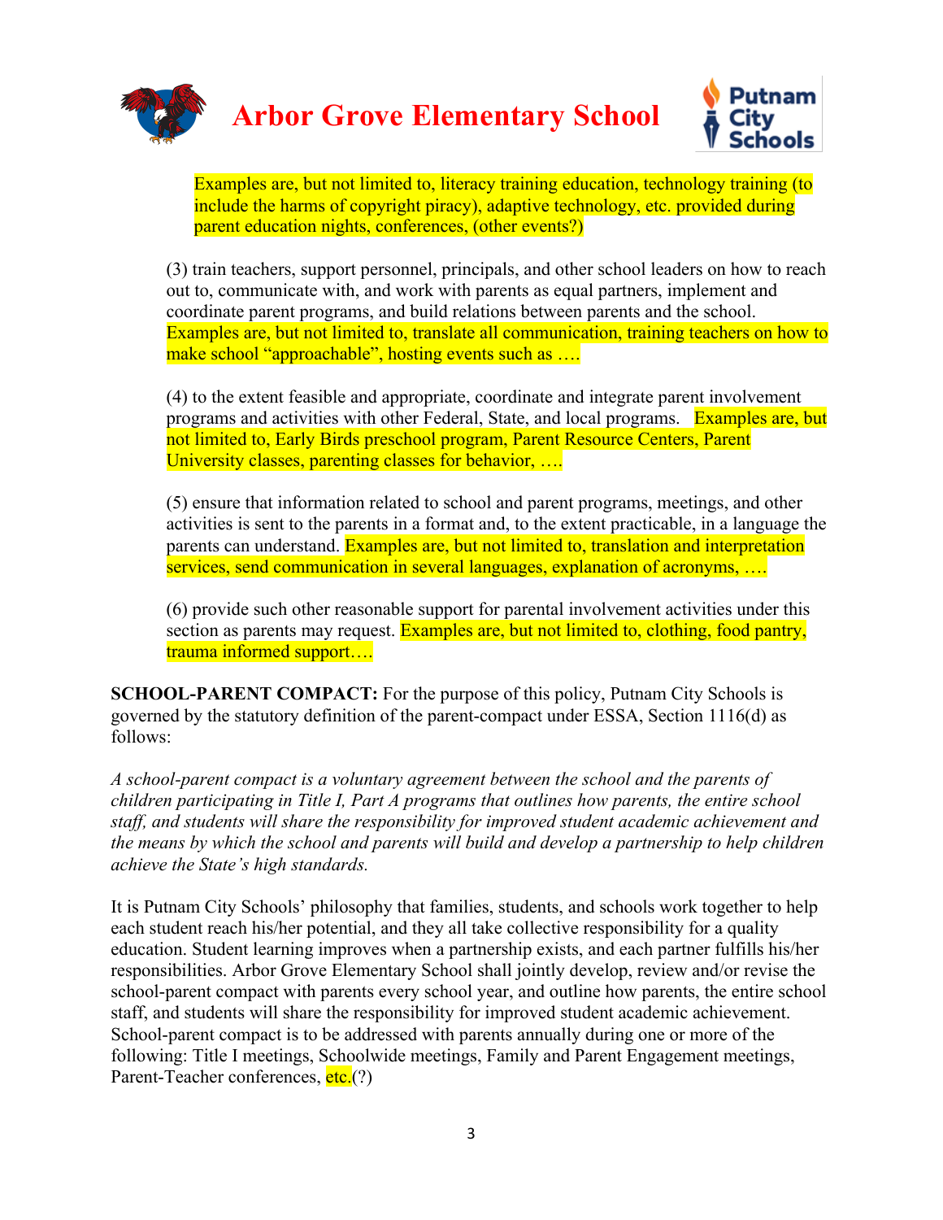Examples are, but not limited to, literacy training education, technology training (to include the harms of copyright piracy), adaptive technology, etc. provided during parent education nights, conferences, (other events?)

(3) train teachers, support personnel, principals, and other school leaders on how to reach out to, communicate with, and work with parents as equal partners, implement and coordinate parent programs, and build relations between parents and the school. Examples are, but not limited to, translate all communication, training teachers on how to make school "approachable", hosting events such as ….

(4) to the extent feasible and appropriate, coordinate and integrate parent involvement programs and activities with other Federal, State, and local programs. Examples are, but not limited to, Early Birds preschool program, Parent Resource Centers, Parent University classes, parenting classes for behavior, ….

(5) ensure that information related to school and parent programs, meetings, and other activities is sent to the parents in a format and, to the extent practicable, in a language the parents can understand. Examples are, but not limited to, translation and interpretation services, send communication in several languages, explanation of acronyms, ….

(6) provide such other reasonable support for parental involvement activities under this section as parents may request. Examples are, but not limited to, clothing, food pantry, trauma informed support….

**SCHOOL-PARENT COMPACT:** For the purpose of this policy, Putnam City Schools is governed by the statutory definition of the parent-compact under ESSA, Section 1116(d) as follows:

*A school-parent compact is a voluntary agreement between the school and the parents of children participating in Title I, Part A programs that outlines how parents, the entire school staff, and students will share the responsibility for improved student academic achievement and the means by which the school and parents will build and develop a partnership to help children achieve the State's high standards.*

It is Putnam City Schools' philosophy that families, students, and schools work together to help each student reach his/her potential, and they all take collective responsibility for a quality education. Student learning improves when a partnership exists, and each partner fulfills his/her responsibilities. Arbor Grove Elementary School shall jointly develop, review and/or revise the school-parent compact with parents every school year, and outline how parents, the entire school staff, and students will share the responsibility for improved student academic achievement. School-parent compact is to be addressed with parents annually during one or more of the following: Title I meetings, Schoolwide meetings, Family and Parent Engagement meetings, Parent-Teacher conferences, etc.(?)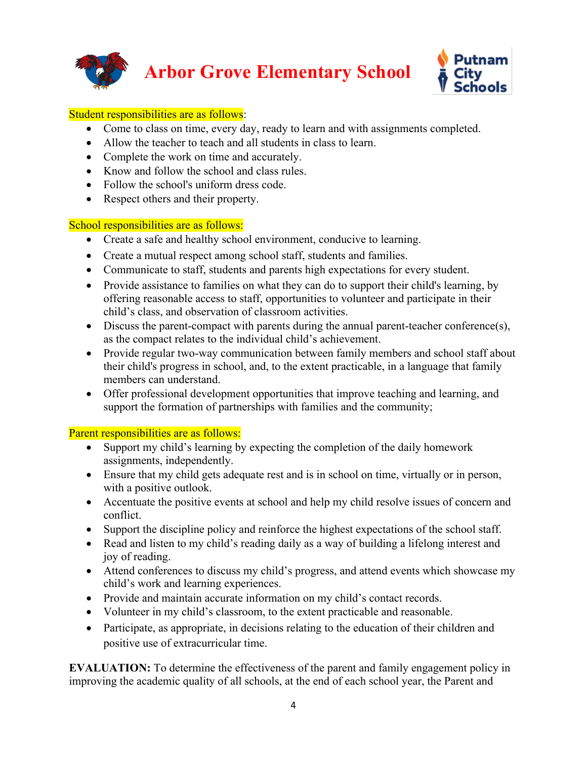# Arbor Grove Elementary School

Student responsibilities are as follows:

- Come to class on time, every day, ready to learn and with assignments completed.
- Allow the teacher to teach and all students in class to learn.
- Complete the work on time and accurately.
- Know and follow the school and class rules.
- Follow the school's uniform dress code.
- Respect others and their property.

School responsibilities are as follows:

- Create a safe and healthy school environment, conducive to learning.
- Create a mutual respect among school staff, students and families.
- Communicate to staff, students and parents high expectations for every student.
- Provide assistance to families on what they can do to support their child's learning, by offering reasonable access to staff, opportunities to volunteer and participate in their child's class, and observation of classroom activities.
- Discuss the parent-compact with parents during the annual parent-teacher conference(s), as the compact relates to the individual child's achievement.
- Provide regular two-way communication between family members and school staff about their child's progress in school, and, to the extent practicable, in a language that family members can understand.
- Offer professional development opportunities that improve teaching and learning, and support the formation of partnerships with families and the community;

Parent responsibilities are as follows:

- Support my child's learning by expecting the completion of the daily homework assignments, independently.
- Ensure that my child gets adequate rest and is in school on time, virtually or in person, with a positive outlook.
- Accentuate the positive events at school and help my child resolve issues of concern and conflict.
- Support the discipline policy and reinforce the highest expectations of the school staff.
- Read and listen to my child's reading daily as a way of building a lifelong interest and joy of reading.
- Attend conferences to discuss my child's progress, and attend events which showcase my child's work and learning experiences.
- Provide and maintain accurate information on my child's contact records.
- Volunteer in my child's classroom, to the extent practicable and reasonable.
- Participate, as appropriate, in decisions relating to the education of their children and positive use of extracurricular time.

**EVALUATION:** To determine the effectiveness of the parent and family engagement policy in improving the academic quality of all schools, at the end of each school year, the Parent and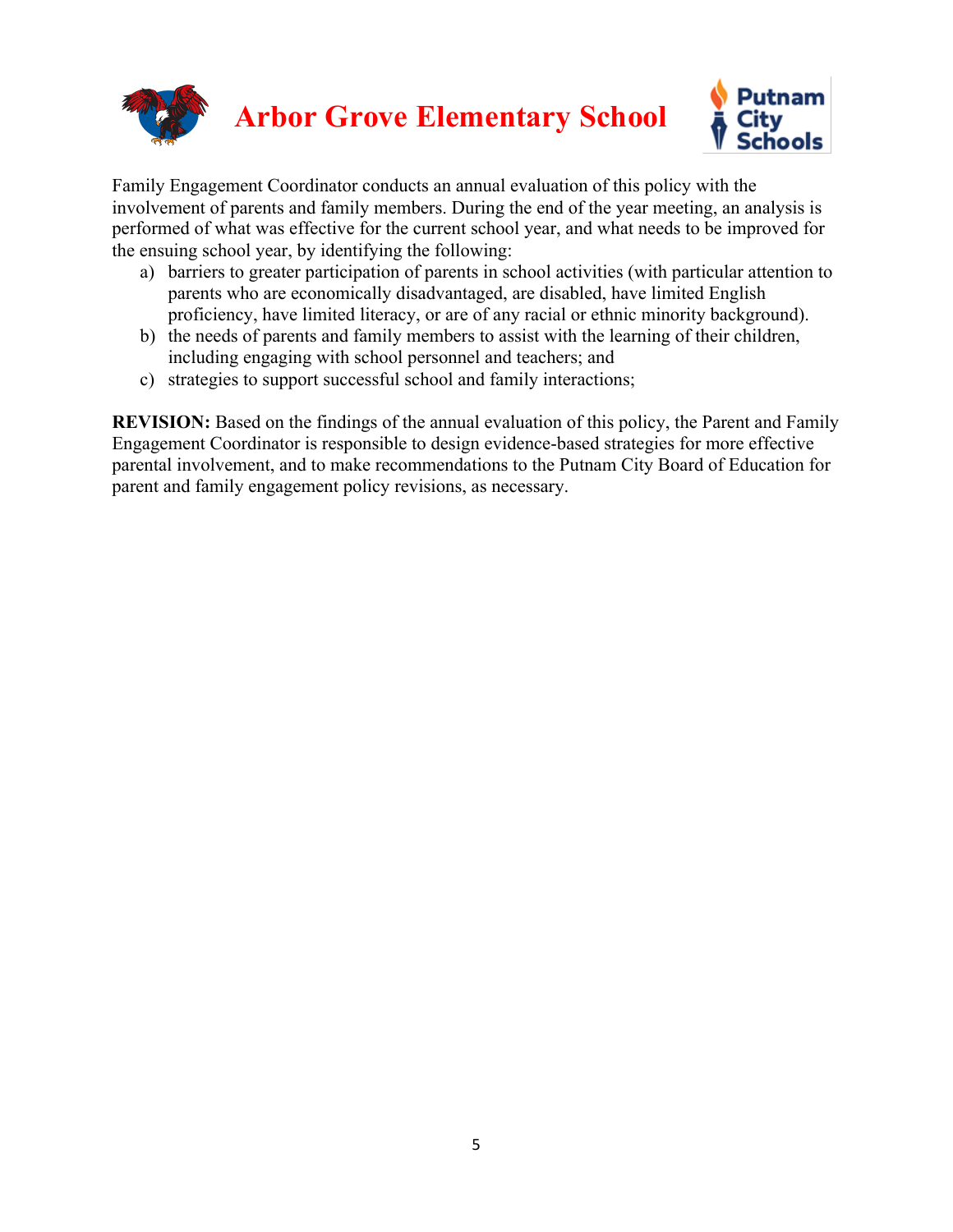Family Engagement Coordinator conducts an annual evaluation of this policy with the involvement of parents and family members. During the end of the year meeting, an analysis is performed of what was effective for the current school year, and what needs to be improved for the ensuing school year, by identifying the following:

a) barriers to greater participation of parents in school activities (with particular attention to parents who are economically disadvantaged, are disabled, have limited English proficiency, have limited literacy, or are of any racial or ethnic minority background).
b) the needs of parents and family members to assist with the learning of their children, including engaging with school personnel and teachers; and
c) strategies to support successful school and family interactions;

**REVISION:** Based on the findings of the annual evaluation of this policy, the Parent and Family Engagement Coordinator is responsible to design evidence-based strategies for more effective parental involvement, and to make recommendations to the Putnam City Board of Education for parent and family engagement policy revisions, as necessary.